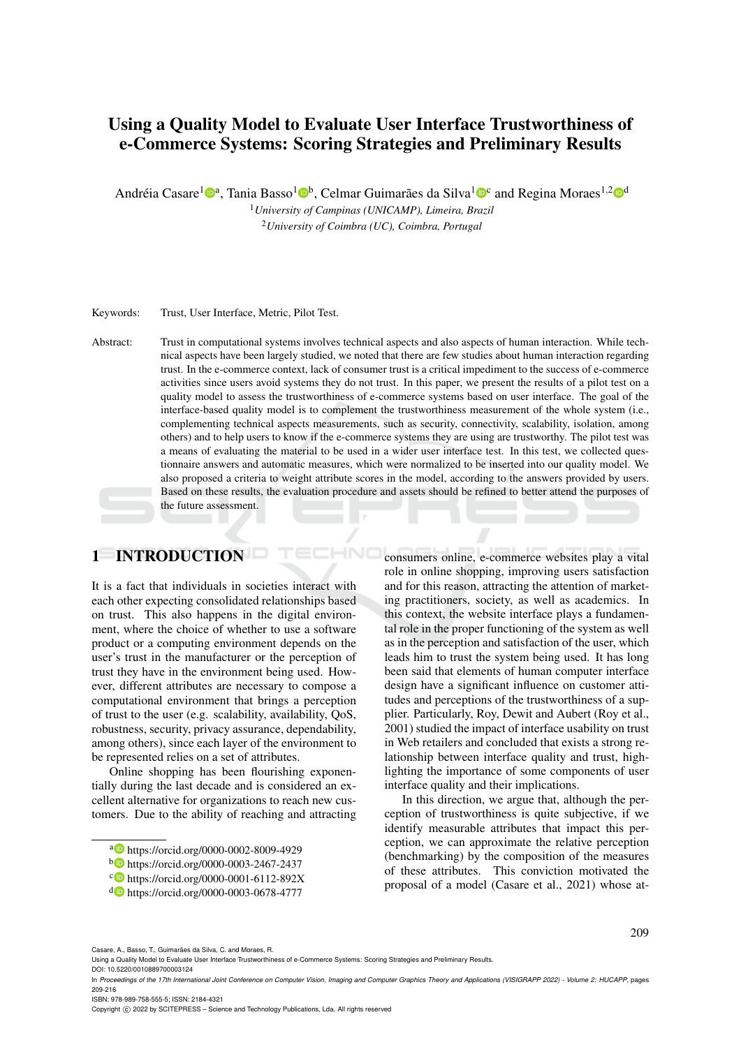# Using a Quality Model to Evaluate User Interface Trustworthiness of e-Commerce Systems: Scoring Strategies and Preliminary Results

Andréia Casare[1][a], Tania Basso[1][b], Celmar Guimarães da Silva[1][c] and Regina Moraes[1,2][d]

[1]*University of Campinas (UNICAMP), Limeira, Brazil*

[2]*University of Coimbra (UC), Coimbra, Portugal*

Keywords: Trust, User Interface, Metric, Pilot Test.

Abstract: Trust in computational systems involves technical aspects and also aspects of human interaction. While technical aspects have been largely studied, we noted that there are few studies about human interaction regarding trust. In the e-commerce context, lack of consumer trust is a critical impediment to the success of e-commerce activities since users avoid systems they do not trust. In this paper, we present the results of a pilot test on a quality model to assess the trustworthiness of e-commerce systems based on user interface. The goal of the interface-based quality model is to complement the trustworthiness measurement of the whole system (i.e., complementing technical aspects measurements, such as security, connectivity, scalability, isolation, among others) and to help users to know if the e-commerce systems they are using are trustworthy. The pilot test was a means of evaluating the material to be used in a wider user interface test. In this test, we collected questionnaire answers and automatic measures, which were normalized to be inserted into our quality model. We also proposed a criteria to weight attribute scores in the model, according to the answers provided by users. Based on these results, the evaluation procedure and assets should be refined to better attend the purposes of the future assessment.

## 1 INTRODUCTION

It is a fact that individuals in societies interact with each other expecting consolidated relationships based on trust. This also happens in the digital environment, where the choice of whether to use a software product or a computing environment depends on the user's trust in the manufacturer or the perception of trust they have in the environment being used. However, different attributes are necessary to compose a computational environment that brings a perception of trust to the user (e.g. scalability, availability, QoS, robustness, security, privacy assurance, dependability, among others), since each layer of the environment to be represented relies on a set of attributes.

Online shopping has been flourishing exponentially during the last decade and is considered an excellent alternative for organizations to reach new customers. Due to the ability of reaching and attracting consumers online, e-commerce websites play a vital role in online shopping, improving users satisfaction and for this reason, attracting the attention of marketing practitioners, society, as well as academics. In this context, the website interface plays a fundamental role in the proper functioning of the system as well as in the perception and satisfaction of the user, which leads him to trust the system being used. It has long been said that elements of human computer interface design have a significant influence on customer attitudes and perceptions of the trustworthiness of a supplier. Particularly, Roy, Dewit and Aubert (Roy et al., 2001) studied the impact of interface usability on trust in Web retailers and concluded that exists a strong relationship between interface quality and trust, highlighting the importance of some components of user interface quality and their implications.

In this direction, we argue that, although the perception of trustworthiness is quite subjective, if we identify measurable attributes that impact this perception, we can approximate the relative perception (benchmarking) by the composition of the measures of these attributes. This conviction motivated the proposal of a model (Casare et al., 2021) whose at-

[a] https://orcid.org/0000-0002-8009-4929
[b] https://orcid.org/0000-0003-2467-2437
[c] https://orcid.org/0000-0001-6112-892X
[d] https://orcid.org/0000-0003-0678-4777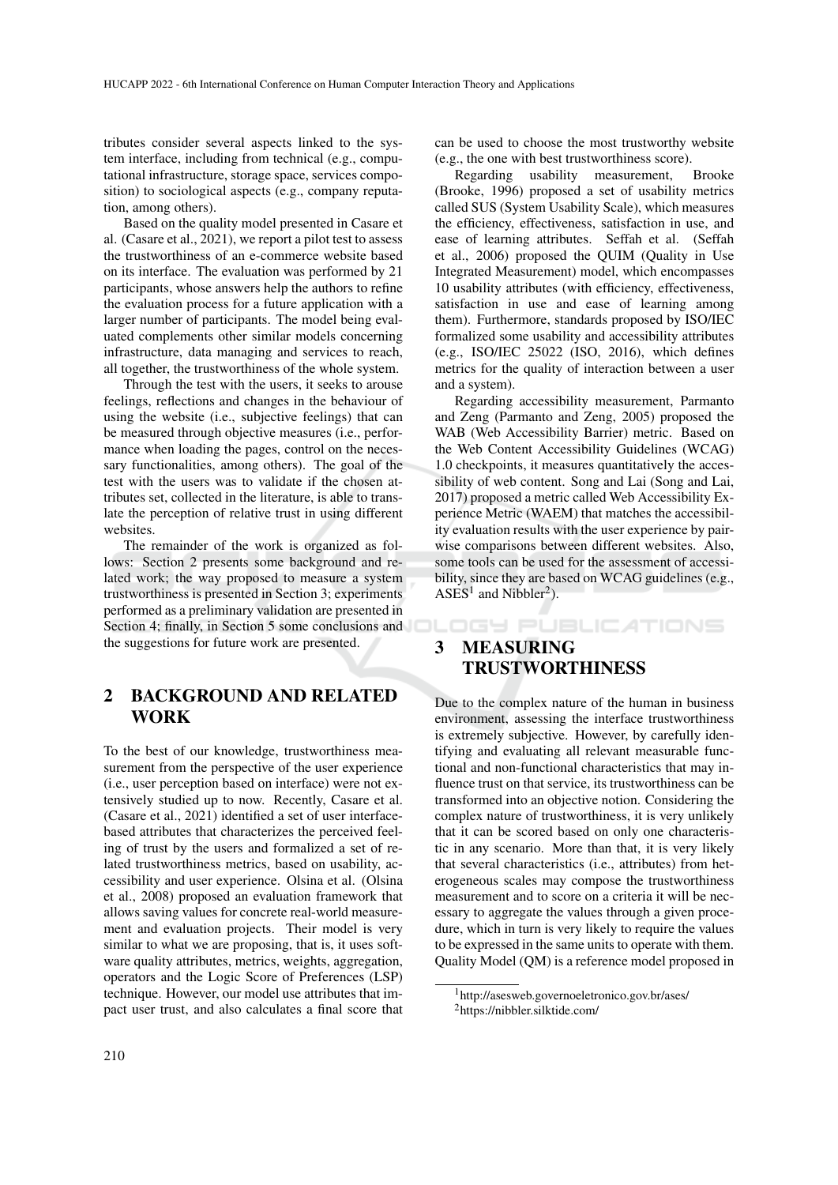tributes consider several aspects linked to the system interface, including from technical (e.g., computational infrastructure, storage space, services composition) to sociological aspects (e.g., company reputation, among others).

Based on the quality model presented in Casare et al. (Casare et al., 2021), we report a pilot test to assess the trustworthiness of an e-commerce website based on its interface. The evaluation was performed by 21 participants, whose answers help the authors to refine the evaluation process for a future application with a larger number of participants. The model being evaluated complements other similar models concerning infrastructure, data managing and services to reach, all together, the trustworthiness of the whole system.

Through the test with the users, it seeks to arouse feelings, reflections and changes in the behaviour of using the website (i.e., subjective feelings) that can be measured through objective measures (i.e., performance when loading the pages, control on the necessary functionalities, among others). The goal of the test with the users was to validate if the chosen attributes set, collected in the literature, is able to translate the perception of relative trust in using different websites.

The remainder of the work is organized as follows: Section 2 presents some background and related work; the way proposed to measure a system trustworthiness is presented in Section 3; experiments performed as a preliminary validation are presented in Section 4; finally, in Section 5 some conclusions and the suggestions for future work are presented.

# 2 BACKGROUND AND RELATED WORK

To the best of our knowledge, trustworthiness measurement from the perspective of the user experience (i.e., user perception based on interface) were not extensively studied up to now. Recently, Casare et al. (Casare et al., 2021) identified a set of user interface-based attributes that characterizes the perceived feeling of trust by the users and formalized a set of related trustworthiness metrics, based on usability, accessibility and user experience. Olsina et al. (Olsina et al., 2008) proposed an evaluation framework that allows saving values for concrete real-world measurement and evaluation projects. Their model is very similar to what we are proposing, that is, it uses software quality attributes, metrics, weights, aggregation, operators and the Logic Score of Preferences (LSP) technique. However, our model use attributes that impact user trust, and also calculates a final score that can be used to choose the most trustworthy website (e.g., the one with best trustworthiness score).

Regarding usability measurement, Brooke (Brooke, 1996) proposed a set of usability metrics called SUS (System Usability Scale), which measures the efficiency, effectiveness, satisfaction in use, and ease of learning attributes. Seffah et al. (Seffah et al., 2006) proposed the QUIM (Quality in Use Integrated Measurement) model, which encompasses 10 usability attributes (with efficiency, effectiveness, satisfaction in use and ease of learning among them). Furthermore, standards proposed by ISO/IEC formalized some usability and accessibility attributes (e.g., ISO/IEC 25022 (ISO, 2016), which defines metrics for the quality of interaction between a user and a system).

Regarding accessibility measurement, Parmanto and Zeng (Parmanto and Zeng, 2005) proposed the WAB (Web Accessibility Barrier) metric. Based on the Web Content Accessibility Guidelines (WCAG) 1.0 checkpoints, it measures quantitatively the accessibility of web content. Song and Lai (Song and Lai, 2017) proposed a metric called Web Accessibility Experience Metric (WAEM) that matches the accessibility evaluation results with the user experience by pairwise comparisons between different websites. Also, some tools can be used for the assessment of accessibility, since they are based on WCAG guidelines (e.g., ASES[1] and Nibbler[2]).

# 3 MEASURING TRUSTWORTHINESS

Due to the complex nature of the human in business environment, assessing the interface trustworthiness is extremely subjective. However, by carefully identifying and evaluating all relevant measurable functional and non-functional characteristics that may influence trust on that service, its trustworthiness can be transformed into an objective notion. Considering the complex nature of trustworthiness, it is very unlikely that it can be scored based on only one characteristic in any scenario. More than that, it is very likely that several characteristics (i.e., attributes) from heterogeneous scales may compose the trustworthiness measurement and to score on a criteria it will be necessary to aggregate the values through a given procedure, which in turn is very likely to require the values to be expressed in the same units to operate with them. Quality Model (QM) is a reference model proposed in

[1] http://asesweb.governoeletronico.gov.br/ases/

[2] https://nibbler.silktide.com/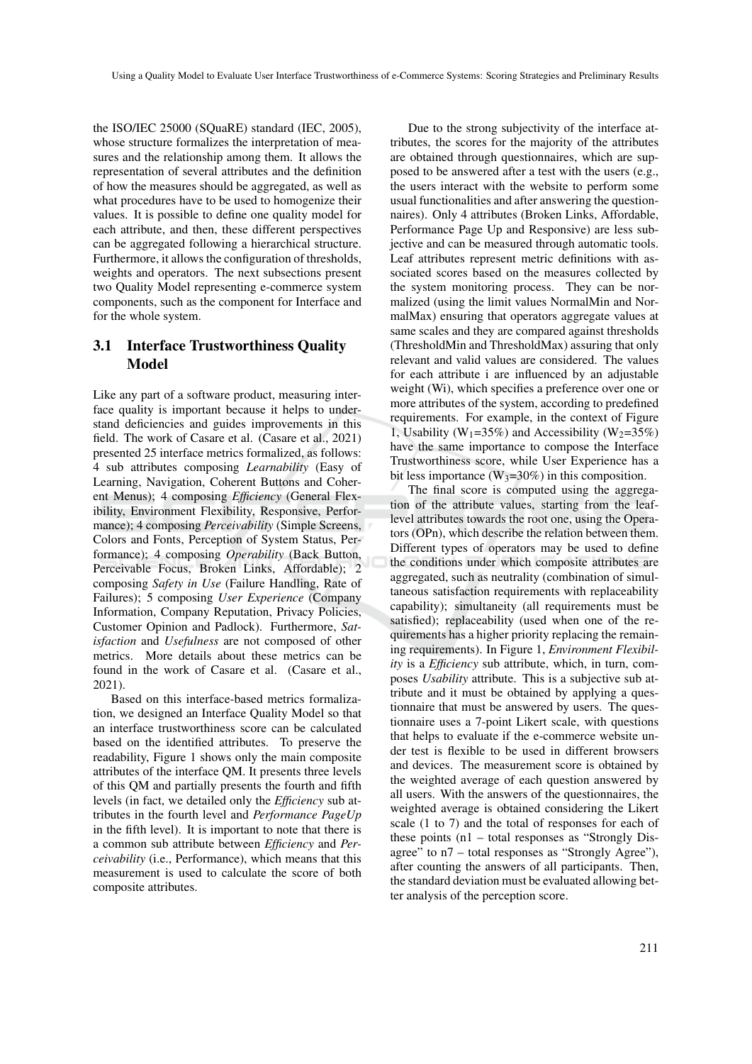the ISO/IEC 25000 (SQuaRE) standard (IEC, 2005), whose structure formalizes the interpretation of measures and the relationship among them. It allows the representation of several attributes and the definition of how the measures should be aggregated, as well as what procedures have to be used to homogenize their values. It is possible to define one quality model for each attribute, and then, these different perspectives can be aggregated following a hierarchical structure. Furthermore, it allows the configuration of thresholds, weights and operators. The next subsections present two Quality Model representing e-commerce system components, such as the component for Interface and for the whole system.

### 3.1 Interface Trustworthiness Quality Model

Like any part of a software product, measuring interface quality is important because it helps to understand deficiencies and guides improvements in this field. The work of Casare et al. (Casare et al., 2021) presented 25 interface metrics formalized, as follows: 4 sub attributes composing *Learnability* (Easy of Learning, Navigation, Coherent Buttons and Coherent Menus); 4 composing *Efficiency* (General Flexibility, Environment Flexibility, Responsive, Performance); 4 composing *Perceivability* (Simple Screens, Colors and Fonts, Perception of System Status, Performance); 4 composing *Operability* (Back Button, Perceivable Focus, Broken Links, Affordable); 2 composing *Safety in Use* (Failure Handling, Rate of Failures); 5 composing *User Experience* (Company Information, Company Reputation, Privacy Policies, Customer Opinion and Padlock). Furthermore, *Satisfaction* and *Usefulness* are not composed of other metrics. More details about these metrics can be found in the work of Casare et al. (Casare et al., 2021).

Based on this interface-based metrics formalization, we designed an Interface Quality Model so that an interface trustworthiness score can be calculated based on the identified attributes. To preserve the readability, Figure 1 shows only the main composite attributes of the interface QM. It presents three levels of this QM and partially presents the fourth and fifth levels (in fact, we detailed only the *Efficiency* sub attributes in the fourth level and *Performance PageUp* in the fifth level). It is important to note that there is a common sub attribute between *Efficiency* and *Perceivability* (i.e., Performance), which means that this measurement is used to calculate the score of both composite attributes.

Due to the strong subjectivity of the interface attributes, the scores for the majority of the attributes are obtained through questionnaires, which are supposed to be answered after a test with the users (e.g., the users interact with the website to perform some usual functionalities and after answering the questionnaires). Only 4 attributes (Broken Links, Affordable, Performance Page Up and Responsive) are less subjective and can be measured through automatic tools. Leaf attributes represent metric definitions with associated scores based on the measures collected by the system monitoring process. They can be normalized (using the limit values NormalMin and NormalMax) ensuring that operators aggregate values at same scales and they are compared against thresholds (ThresholdMin and ThresholdMax) assuring that only relevant and valid values are considered. The values for each attribute i are influenced by an adjustable weight (Wi), which specifies a preference over one or more attributes of the system, according to predefined requirements. For example, in the context of Figure 1, Usability ($W_1$=35%) and Accessibility ($W_2$=35%) have the same importance to compose the Interface Trustworthiness score, while User Experience has a bit less importance ($W_3$=30%) in this composition.

The final score is computed using the aggregation of the attribute values, starting from the leaf-level attributes towards the root one, using the Operators (OPn), which describe the relation between them. Different types of operators may be used to define the conditions under which composite attributes are aggregated, such as neutrality (combination of simultaneous satisfaction requirements with replaceability capability); simultaneity (all requirements must be satisfied); replaceability (used when one of the requirements has a higher priority replacing the remaining requirements). In Figure 1, *Environment Flexibility* is a *Efficiency* sub attribute, which, in turn, composes *Usability* attribute. This is a subjective sub attribute and it must be obtained by applying a questionnaire that must be answered by users. The questionnaire uses a 7-point Likert scale, with questions that helps to evaluate if the e-commerce website under test is flexible to be used in different browsers and devices. The measurement score is obtained by the weighted average of each question answered by all users. With the answers of the questionnaires, the weighted average is obtained considering the Likert scale (1 to 7) and the total of responses for each of these points (n1 – total responses as “Strongly Disagree” to n7 – total responses as “Strongly Agree”), after counting the answers of all participants. Then, the standard deviation must be evaluated allowing better analysis of the perception score.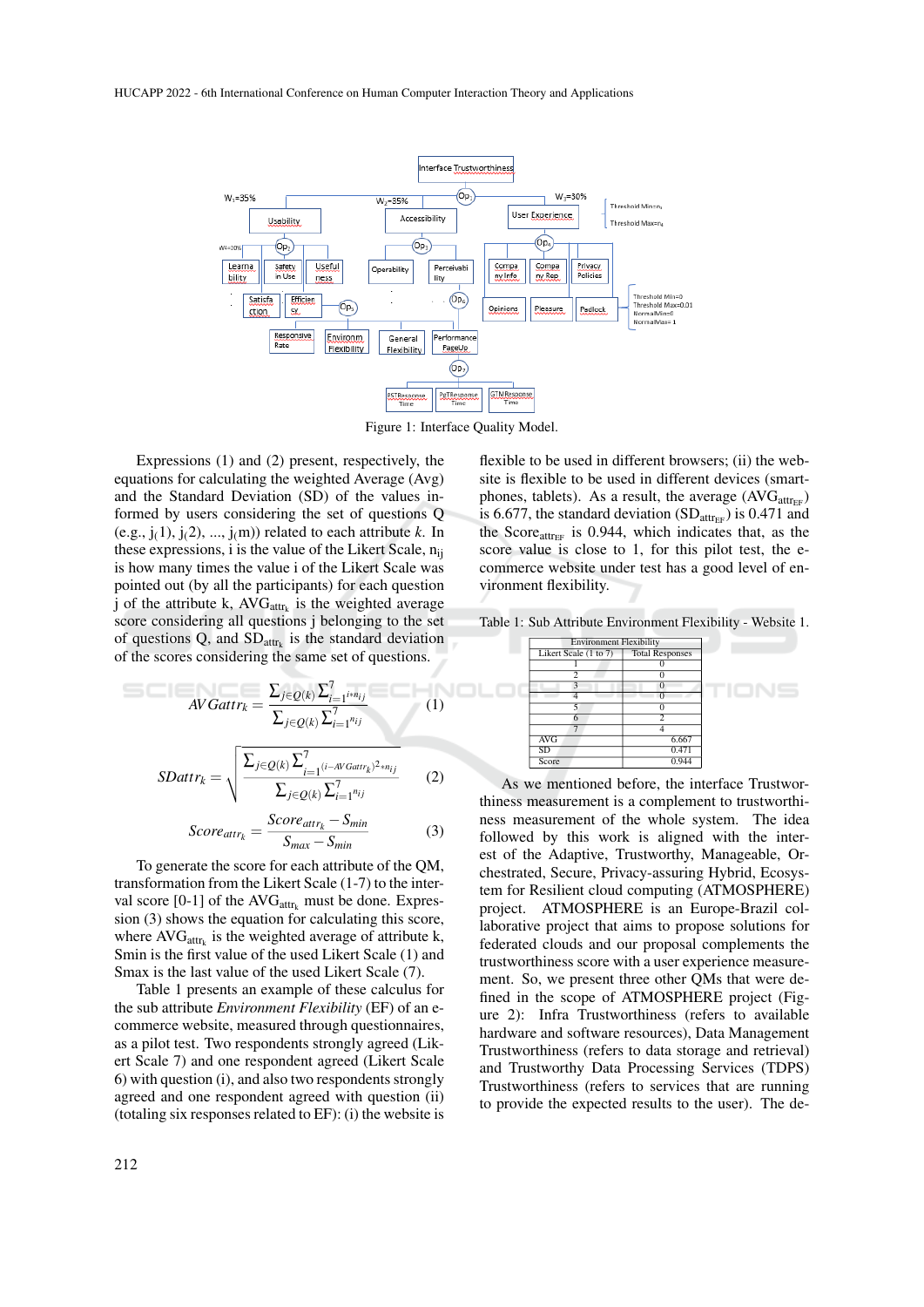Figure 1: Interface Quality Model.

Expressions (1) and (2) present, respectively, the equations for calculating the weighted Average (Avg) and the Standard Deviation (SD) of the values informed by users considering the set of questions Q (e.g., $j_{(}1)$, $j_{(}2)$, ..., $j_{(}m)$) related to each attribute *k*. In these expressions, i is the value of the Likert Scale, $n_{ij}$ is how many times the value i of the Likert Scale was pointed out (by all the participants) for each question j of the attribute k, $AVG_{attr_k}$ is the weighted average score considering all questions j belonging to the set of questions Q, and $SD_{attr_k}$ is the standard deviation of the scores considering the same set of questions.

$$AVGattr_k = \frac{\sum_{j \in Q(k)} \sum_{i=1}^{7} i * n_{ij}}{\sum_{j \in Q(k)} \sum_{i=1}^{7} n_{ij}} \quad (1)$$

$$SDattr_k = \sqrt{\frac{\sum_{j \in Q(k)} \sum_{i=1}^{7} (i - AVGattr_k)^2 * n_{ij}}{\sum_{j \in Q(k)} \sum_{i=1}^{7} n_{ij}}} \quad (2)$$

$$Score_{attr_k} = \frac{Score_{attr_k} - S_{min}}{S_{max} - S_{min}} \quad (3)$$

To generate the score for each attribute of the QM, transformation from the Likert Scale (1-7) to the interval score [0-1] of the $AVG_{attr_k}$ must be done. Expression (3) shows the equation for calculating this score, where $AVG_{attr_k}$ is the weighted average of attribute k, Smin is the first value of the used Likert Scale (1) and Smax is the last value of the used Likert Scale (7).

Table 1 presents an example of these calculus for the sub attribute *Environment Flexibility* (EF) of an e-commerce website, measured through questionnaires, as a pilot test. Two respondents strongly agreed (Likert Scale 7) and one respondent agreed (Likert Scale 6) with question (i), and also two respondents strongly agreed and one respondent agreed with question (ii) (totaling six responses related to EF): (i) the website is flexible to be used in different browsers; (ii) the website is flexible to be used in different devices (smartphones, tablets). As a result, the average ($AVG_{attr_{EF}}$) is 6.677, the standard deviation ($SD_{attr_{EF}}$) is 0.471 and the $Score_{attr_{EF}}$ is 0.944, which indicates that, as the score value is close to 1, for this pilot test, the e-commerce website under test has a good level of environment flexibility.

Table 1: Sub Attribute Environment Flexibility - Website 1.

| Environment Flexibility | |
|---|---|
| Likert Scale (1 to 7) | Total Responses |
| 1 | 0 |
| 2 | 0 |
| 3 | 0 |
| 4 | 0 |
| 5 | 0 |
| 6 | 2 |
| 7 | 4 |
| AVG | 6.667 |
| SD | 0.471 |
| Score | 0.944 |

As we mentioned before, the interface Trustworthiness measurement is a complement to trustworthiness measurement of the whole system. The idea followed by this work is aligned with the interest of the Adaptive, Trustworthy, Manageable, Orchestrated, Secure, Privacy-assuring Hybrid, Ecosystem for Resilient cloud computing (ATMOSPHERE) project. ATMOSPHERE is an Europe-Brazil collaborative project that aims to propose solutions for federated clouds and our proposal complements the trustworthiness score with a user experience measurement. So, we present three other QMs that were defined in the scope of ATMOSPHERE project (Figure 2): Infra Trustworthiness (refers to available hardware and software resources), Data Management Trustworthiness (refers to data storage and retrieval) and Trustworthy Data Processing Services (TDPS) Trustworthiness (refers to services that are running to provide the expected results to the user). The de-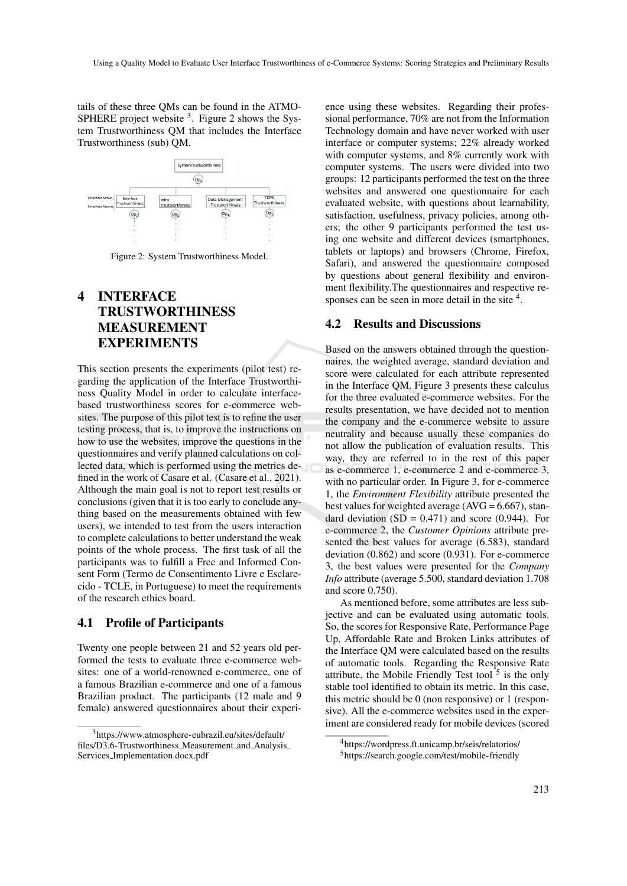tails of these three QMs can be found in the ATMOSPHERE project website [3]. Figure 2 shows the System Trustworthiness QM that includes the Interface Trustworthiness (sub) QM.

Figure 2: System Trustworthiness Model.

# 4 INTERFACE TRUSTWORTHINESS MEASUREMENT EXPERIMENTS

This section presents the experiments (pilot test) regarding the application of the Interface Trustworthiness Quality Model in order to calculate interface-based trustworthiness scores for e-commerce websites. The purpose of this pilot test is to refine the user testing process, that is, to improve the instructions on how to use the websites, improve the questions in the questionnaires and verify planned calculations on collected data, which is performed using the metrics defined in the work of Casare et al. (Casare et al., 2021). Although the main goal is not to report test results or conclusions (given that it is too early to conclude anything based on the measurements obtained with few users), we intended to test from the users interaction to complete calculations to better understand the weak points of the whole process. The first task of all the participants was to fulfill a Free and Informed Consent Form (Termo de Consentimento Livre e Esclarecido - TCLE, in Portuguese) to meet the requirements of the research ethics board.

## 4.1 Profile of Participants

Twenty one people between 21 and 52 years old performed the tests to evaluate three e-commerce websites: one of a world-renowned e-commerce, one of a famous Brazilian e-commerce and one of a famous Brazilian product. The participants (12 male and 9 female) answered questionnaires about their experience using these websites. Regarding their professional performance, 70% are not from the Information Technology domain and have never worked with user interface or computer systems; 22% already worked with computer systems, and 8% currently work with computer systems. The users were divided into two groups: 12 participants performed the test on the three websites and answered one questionnaire for each evaluated website, with questions about learnability, satisfaction, usefulness, privacy policies, among others; the other 9 participants performed the test using one website and different devices (smartphones, tablets or laptops) and browsers (Chrome, Firefox, Safari), and answered the questionnaire composed by questions about general flexibility and environment flexibility.The questionnaires and respective responses can be seen in more detail in the site [4].

## 4.2 Results and Discussions

Based on the answers obtained through the questionnaires, the weighted average, standard deviation and score were calculated for each attribute represented in the Interface QM. Figure 3 presents these calculus for the three evaluated e-commerce websites. For the results presentation, we have decided not to mention the company and the e-commerce website to assure neutrality and because usually these companies do not allow the publication of evaluation results. This way, they are referred to in the rest of this paper as e-commerce 1, e-commerce 2 and e-commerce 3, with no particular order. In Figure 3, for e-commerce 1, the *Environment Flexibility* attribute presented the best values for weighted average (AVG = 6.667), standard deviation (SD = 0.471) and score (0.944). For e-commerce 2, the *Customer Opinions* attribute presented the best values for average (6.583), standard deviation (0.862) and score (0.931). For e-commerce 3, the best values were presented for the *Company Info* attribute (average 5.500, standard deviation 1.708 and score 0.750).

As mentioned before, some attributes are less subjective and can be evaluated using automatic tools. So, the scores for Responsive Rate, Performance Page Up, Affordable Rate and Broken Links attributes of the Interface QM were calculated based on the results of automatic tools. Regarding the Responsive Rate attribute, the Mobile Friendly Test tool [5] is the only stable tool identified to obtain its metric. In this case, this metric should be 0 (non responsive) or 1 (responsive). All the e-commerce websites used in the experiment are considered ready for mobile devices (scored

[3] https://www.atmosphere-eubrazil.eu/sites/default/files/D3.6-Trustworthiness_Measurement_and_Analysis_Services_Implementation.docx.pdf

[4] https://wordpress.ft.unicamp.br/seis/relatorios/

[5] https://search.google.com/test/mobile-friendly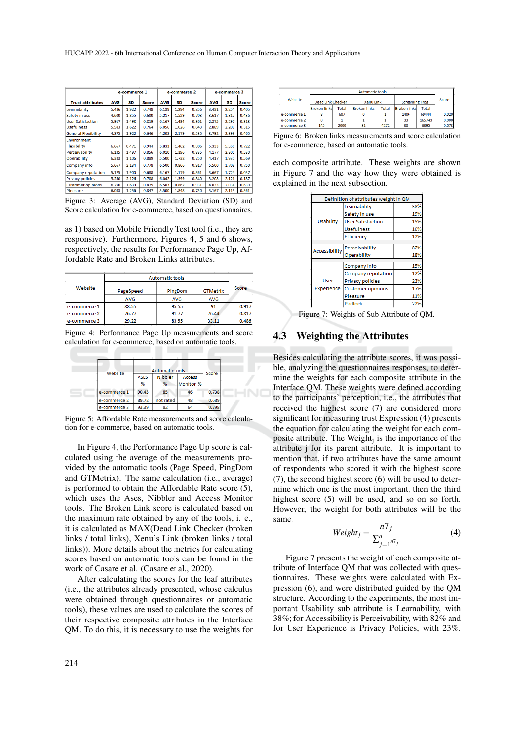| Trust attributes | e-commerce 1 | | | e-commerce 2 | | | e-commerce 3 | | |
|---|---|---|---|---|---|---|---|---|---|
| | AVG | SD | Score | AVG | SD | Score | AVG | SD | Score |
| Learnability | 5.486 | 1.922 | 0.748 | 6.139 | 1.294 | 0.856 | 3.431 | 2.254 | 0.405 |
| Safety in use | 4.600 | 1.855 | 0.600 | 5.217 | 1.529 | 0.703 | 3.617 | 1.817 | 0.436 |
| User Satisfaction | 5.917 | 1.498 | 0.819 | 6.167 | 1.434 | 0.861 | 2.875 | 2.297 | 0.313 |
| Usefulness | 5.583 | 1.622 | 0.764 | 6.056 | 1.026 | 0.843 | 2.889 | 2.208 | 0.315 |
| General Flexibility | 4.875 | 1.922 | 0.646 | 4.208 | 2.179 | 0.535 | 3.792 | 2.398 | 0.465 |
| Environment Flexibility | 6.667 | 0.471 | 0.944 | 5.833 | 1.462 | 0.806 | 5.333 | 5.556 | 0.722 |
| Perceivability | 6.135 | 1.497 | 0.856 | 6.010 | 1.396 | 0.835 | 4.177 | 2.305 | 0.530 |
| Operability | 6.333 | 1.106 | 0.889 | 5.500 | 1.732 | 0.750 | 4.417 | 1.935 | 0.569 |
| Company info | 5.667 | 2.134 | 0.778 | 6.500 | 0.866 | 0.917 | 5.500 | 1.708 | 0.750 |
| Company reputation | 5.125 | 1.900 | 0.688 | 6.167 | 1.179 | 0.861 | 3.667 | 1.724 | 0.037 |
| Privacy policies | 5.250 | 2.126 | 0.708 | 6.042 | 1.399 | 0.840 | 3.208 | 2.121 | 0.187 |
| Customer opinions | 6.250 | 1.639 | 0.875 | 6.583 | 0.862 | 0.931 | 4.833 | 2.034 | 0.639 |
| Pleasure | 6.083 | 1.256 | 0.847 | 5.500 | 1.848 | 0.750 | 3.167 | 2.115 | 0.361 |

Figure 3: Average (AVG), Standard Deviation (SD) and Score calculation for e-commerce, based on questionnaires.

as 1) based on Mobile Friendly Test tool (i.e., they are responsive). Furthermore, Figures 4, 5 and 6 shows, respectively, the results for Performance Page Up, Affordable Rate and Broken Links attributes.

| Website | Automatic tools | | | Score |
|---|---|---|---|---|
| | PageSpeed | PingDom | GTMetrix | |
| | AVG | AVG | AVG | |
| e-commerce 1 | 88.55 | 95.55 | 91 | 0.917 |
| e-commerce 2 | 76.77 | 91.77 | 76.44 | 0.817 |
| e-commerce 3 | 29.22 | 83.55 | 33.11 | 0.486 |

Figure 4: Performance Page Up measurements and score calculation for e-commerce, based on automatic tools.

| Website | Automatic tools | | | Score |
|---|---|---|---|---|
| | ASES % | Nibbler % | Access Monitor % | |
| e-commerce 1 | 90.45 | 85 | 46 | 0.738 |
| e-commerce 2 | 89.72 | not rated | 48 | 0.689 |
| e-commerce 3 | 93.39 | 82 | 64 | 0.798 |

Figure 5: Affordable Rate measurements and score calculation for e-commerce, based on automatic tools.

In Figure 4, the Performance Page Up score is calculated using the average of the measurements provided by the automatic tools (Page Speed, PingDom and GTMetrix). The same calculation (i.e., average) is performed to obtain the Affordable Rate score (5), which uses the Ases, Nibbler and Access Monitor tools. The Broken Link score is calculated based on the maximum rate obtained by any of the tools, i. e., it is calculated as MAX(Dead Link Checker (broken links / total links), Xenu's Link (broken links / total links)). More details about the metrics for calculating scores based on automatic tools can be found in the work of Casare et al. (Casare et al., 2020).

After calculating the scores for the leaf attributes (i.e., the attributes already presented, whose calculus were obtained through questionnaires or automatic tools), these values are used to calculate the scores of their respective composite attributes in the Interface QM. To do this, it is necessary to use the weights for

| Website | Automatic tools | | | | | | Score |
|---|---|---|---|---|---|---|---|
| | Dead Link Checker | | Xenu Link | | Screaming Frog | | |
| | Broken links | Total | Broken links | Total | Broken links | Total | |
| e-commerce 1 | 8 | 607 | 0 | 1 | 1406 | 69444 | 0.020 |
| e-commerce 2 | 0 | 1 | 1 | 1 | 33 | 165743 | 0.000 |
| e-commerce 3 | 145 | 2000 | 31 | 4272 | 38 | 6895 | 0.073 |

Figure 6: Broken links measurements and score calculation for e-commerce, based on automatic tools.

each composite attribute. These weights are shown in Figure 7 and the way how they were obtained is explained in the next subsection.

| Definition of attributes weight in QM | | |
|---|---|---|
| Usability | Learnability | 38% |
| | Safety in use | 19% |
| | User Satisfaction | 15% |
| | Usefulness | 16% |
| | Efficiency | 12% |
| Accessibility | Perceivability | 82% |
| | Operability | 18% |
| User Experience | Company info | 15% |
| | Company reputation | 12% |
| | Privacy policies | 23% |
| | Customer opinions | 17% |
| | Pleasure | 11% |
| | Padlock | 22% |

Figure 7: Weights of Sub Attribute of QM.

## 4.3 Weighting the Attributes

Besides calculating the attribute scores, it was possible, analyzing the questionnaires responses, to determine the weights for each composite attribute in the Interface QM. These weights were defined according to the participants' perception, i.e., the attributes that received the highest score (7) are considered more significant for measuring trust Expression (4) presents the equation for calculating the weight for each composite attribute. The $\text{Weight}_j$ is the importance of the attribute j for its parent attribute. It is important to mention that, if two attributes have the same amount of respondents who scored it with the highest score (7), the second highest score (6) will be used to determine which one is the most important; then the third highest score (5) will be used, and so on so forth. However, the weight for both attributes will be the same.

$$Weight_j = \frac{n7_j}{\sum_{j=1}^{n} n7_j} \tag{4}$$

Figure 7 presents the weight of each composite attribute of Interface QM that was collected with questionnaires. These weights were calculated with Expression (6), and were distributed guided by the QM structure. According to the experiments, the most important Usability sub attribute is Learnability, with 38%; for Accessibility is Perceivability, with 82% and for User Experience is Privacy Policies, with 23%.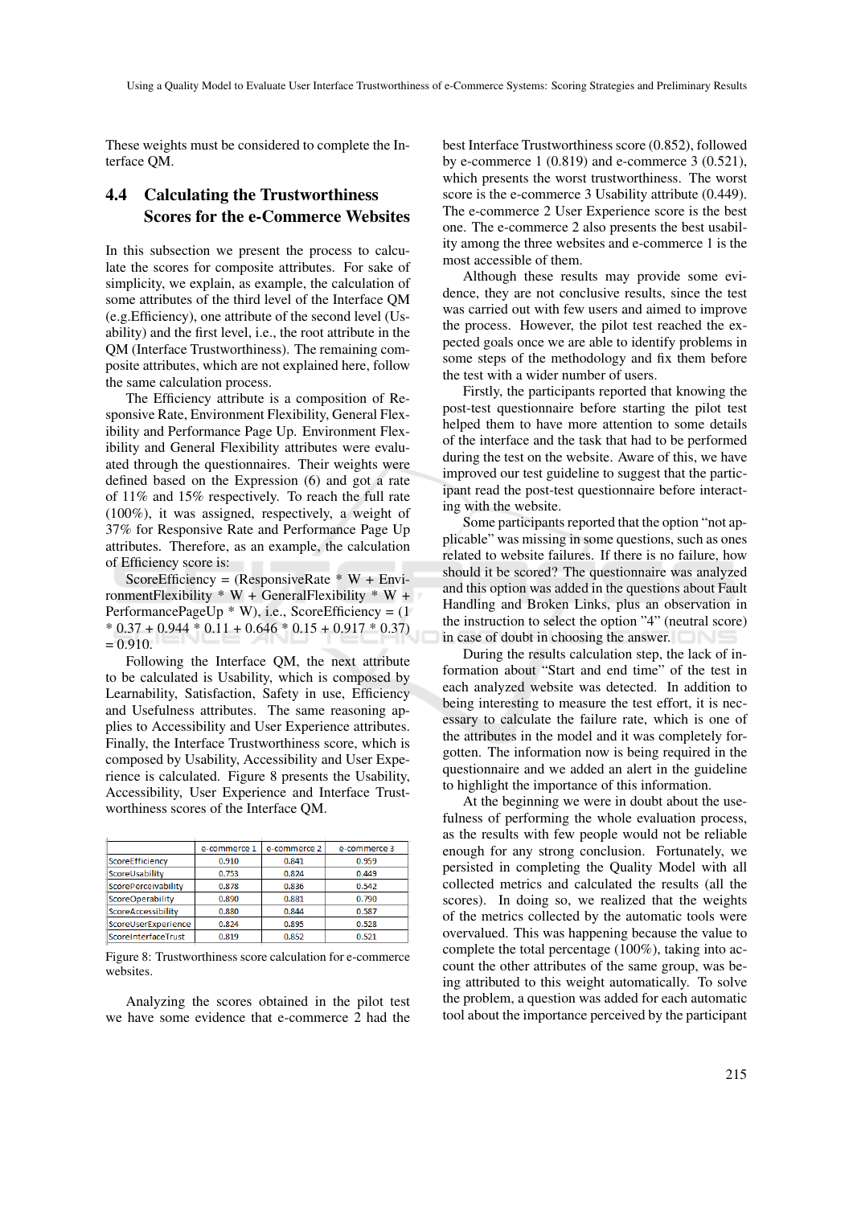These weights must be considered to complete the Interface QM.

### 4.4 Calculating the Trustworthiness Scores for the e-Commerce Websites

In this subsection we present the process to calculate the scores for composite attributes. For sake of simplicity, we explain, as example, the calculation of some attributes of the third level of the Interface QM (e.g.Efficiency), one attribute of the second level (Usability) and the first level, i.e., the root attribute in the QM (Interface Trustworthiness). The remaining composite attributes, which are not explained here, follow the same calculation process.

The Efficiency attribute is a composition of Responsive Rate, Environment Flexibility, General Flexibility and Performance Page Up. Environment Flexibility and General Flexibility attributes were evaluated through the questionnaires. Their weights were defined based on the Expression (6) and got a rate of 11% and 15% respectively. To reach the full rate (100%), it was assigned, respectively, a weight of 37% for Responsive Rate and Performance Page Up attributes. Therefore, as an example, the calculation of Efficiency score is:

ScoreEfficiency = (ResponsiveRate * W + EnvironmentFlexibility * W + GeneralFlexibility * W + PerformancePageUp * W), i.e., ScoreEfficiency = (1 * 0.37 + 0.944 * 0.11 + 0.646 * 0.15 + 0.917 * 0.37) = 0.910.

Following the Interface QM, the next attribute to be calculated is Usability, which is composed by Learnability, Satisfaction, Safety in use, Efficiency and Usefulness attributes. The same reasoning applies to Accessibility and User Experience attributes. Finally, the Interface Trustworthiness score, which is composed by Usability, Accessibility and User Experience is calculated. Figure 8 presents the Usability, Accessibility, User Experience and Interface Trustworthiness scores of the Interface QM.

| | e-commerce 1 | e-commerce 2 | e-commerce 3 |
|---|---|---|---|
| ScoreEfficiency | 0.910 | 0.841 | 0.959 |
| ScoreUsability | 0.753 | 0.824 | 0.449 |
| ScorePerceivability | 0.878 | 0.836 | 0.542 |
| ScoreOperability | 0.890 | 0.881 | 0.790 |
| ScoreAccessibility | 0.880 | 0.844 | 0.587 |
| ScoreUserExperience | 0.824 | 0.895 | 0.528 |
| ScoreInterfaceTrust | 0.819 | 0.852 | 0.521 |

Figure 8: Trustworthiness score calculation for e-commerce websites.

Analyzing the scores obtained in the pilot test we have some evidence that e-commerce 2 had the best Interface Trustworthiness score (0.852), followed by e-commerce 1 (0.819) and e-commerce 3 (0.521), which presents the worst trustworthiness. The worst score is the e-commerce 3 Usability attribute (0.449). The e-commerce 2 User Experience score is the best one. The e-commerce 2 also presents the best usability among the three websites and e-commerce 1 is the most accessible of them.

Although these results may provide some evidence, they are not conclusive results, since the test was carried out with few users and aimed to improve the process. However, the pilot test reached the expected goals once we are able to identify problems in some steps of the methodology and fix them before the test with a wider number of users.

Firstly, the participants reported that knowing the post-test questionnaire before starting the pilot test helped them to have more attention to some details of the interface and the task that had to be performed during the test on the website. Aware of this, we have improved our test guideline to suggest that the participant read the post-test questionnaire before interacting with the website.

Some participants reported that the option "not applicable" was missing in some questions, such as ones related to website failures. If there is no failure, how should it be scored? The questionnaire was analyzed and this option was added in the questions about Fault Handling and Broken Links, plus an observation in the instruction to select the option "4" (neutral score) in case of doubt in choosing the answer.

During the results calculation step, the lack of information about "Start and end time" of the test in each analyzed website was detected. In addition to being interesting to measure the test effort, it is necessary to calculate the failure rate, which is one of the attributes in the model and it was completely forgotten. The information now is being required in the questionnaire and we added an alert in the guideline to highlight the importance of this information.

At the beginning we were in doubt about the usefulness of performing the whole evaluation process, as the results with few people would not be reliable enough for any strong conclusion. Fortunately, we persisted in completing the Quality Model with all collected metrics and calculated the results (all the scores). In doing so, we realized that the weights of the metrics collected by the automatic tools were overvalued. This was happening because the value to complete the total percentage (100%), taking into account the other attributes of the same group, was being attributed to this weight automatically. To solve the problem, a question was added for each automatic tool about the importance perceived by the participant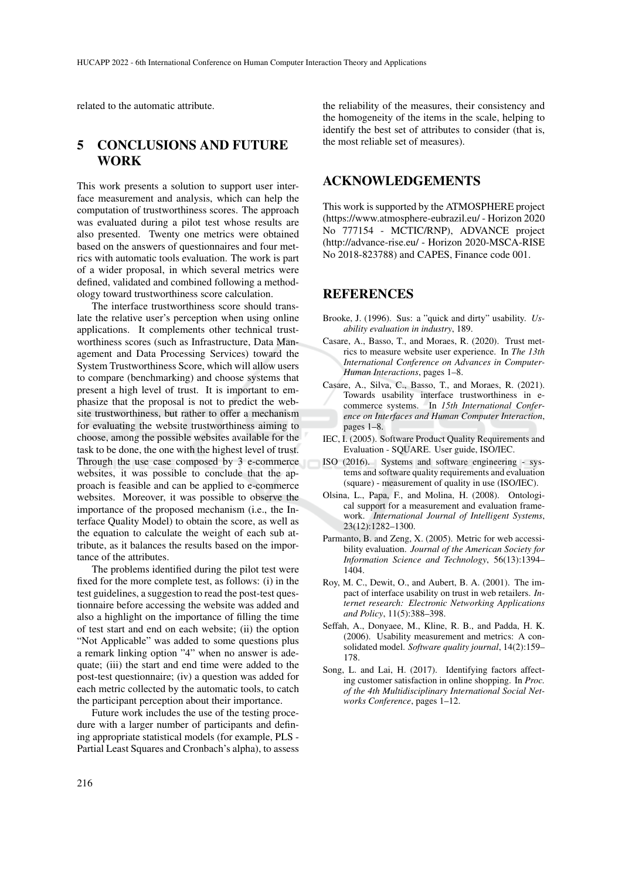related to the automatic attribute.

## 5 CONCLUSIONS AND FUTURE WORK

This work presents a solution to support user interface measurement and analysis, which can help the computation of trustworthiness scores. The approach was evaluated during a pilot test whose results are also presented. Twenty one metrics were obtained based on the answers of questionnaires and four metrics with automatic tools evaluation. The work is part of a wider proposal, in which several metrics were defined, validated and combined following a methodology toward trustworthiness score calculation.

The interface trustworthiness score should translate the relative user's perception when using online applications. It complements other technical trustworthiness scores (such as Infrastructure, Data Management and Data Processing Services) toward the System Trustworthiness Score, which will allow users to compare (benchmarking) and choose systems that present a high level of trust. It is important to emphasize that the proposal is not to predict the website trustworthiness, but rather to offer a mechanism for evaluating the website trustworthiness aiming to choose, among the possible websites available for the task to be done, the one with the highest level of trust. Through the use case composed by 3 e-commerce websites, it was possible to conclude that the approach is feasible and can be applied to e-commerce websites. Moreover, it was possible to observe the importance of the proposed mechanism (i.e., the Interface Quality Model) to obtain the score, as well as the equation to calculate the weight of each sub attribute, as it balances the results based on the importance of the attributes.

The problems identified during the pilot test were fixed for the more complete test, as follows: (i) in the test guidelines, a suggestion to read the post-test questionnaire before accessing the website was added and also a highlight on the importance of filling the time of test start and end on each website; (ii) the option "Not Applicable" was added to some questions plus a remark linking option "4" when no answer is adequate; (iii) the start and end time were added to the post-test questionnaire; (iv) a question was added for each metric collected by the automatic tools, to catch the participant perception about their importance.

Future work includes the use of the testing procedure with a larger number of participants and defining appropriate statistical models (for example, PLS - Partial Least Squares and Cronbach's alpha), to assess the reliability of the measures, their consistency and the homogeneity of the items in the scale, helping to identify the best set of attributes to consider (that is, the most reliable set of measures).

## ACKNOWLEDGEMENTS

This work is supported by the ATMOSPHERE project (https://www.atmosphere-eubrazil.eu/ - Horizon 2020 No 777154 - MCTIC/RNP), ADVANCE project (http://advance-rise.eu/ - Horizon 2020-MSCA-RISE No 2018-823788) and CAPES, Finance code 001.

## REFERENCES

Brooke, J. (1996). Sus: a "quick and dirty" usability. *Usability evaluation in industry*, 189.

Casare, A., Basso, T., and Moraes, R. (2020). Trust metrics to measure website user experience. In *The 13th International Conference on Advances in Computer-Human Interactions*, pages 1–8.

Casare, A., Silva, C., Basso, T., and Moraes, R. (2021). Towards usability interface trustworthiness in e-commerce systems. In *15th International Conference on Interfaces and Human Computer Interaction*, pages 1–8.

IEC, I. (2005). Software Product Quality Requirements and Evaluation - SQUARE. User guide, ISO/IEC.

ISO (2016). Systems and software engineering - systems and software quality requirements and evaluation (square) - measurement of quality in use (ISO/IEC).

Olsina, L., Papa, F., and Molina, H. (2008). Ontological support for a measurement and evaluation framework. *International Journal of Intelligent Systems*, 23(12):1282–1300.

Parmanto, B. and Zeng, X. (2005). Metric for web accessibility evaluation. *Journal of the American Society for Information Science and Technology*, 56(13):1394–1404.

Roy, M. C., Dewit, O., and Aubert, B. A. (2001). The impact of interface usability on trust in web retailers. *Internet research: Electronic Networking Applications and Policy*, 11(5):388–398.

Seffah, A., Donyaee, M., Kline, R. B., and Padda, H. K. (2006). Usability measurement and metrics: A consolidated model. *Software quality journal*, 14(2):159–178.

Song, L. and Lai, H. (2017). Identifying factors affecting customer satisfaction in online shopping. In *Proc. of the 4th Multidisciplinary International Social Networks Conference*, pages 1–12.